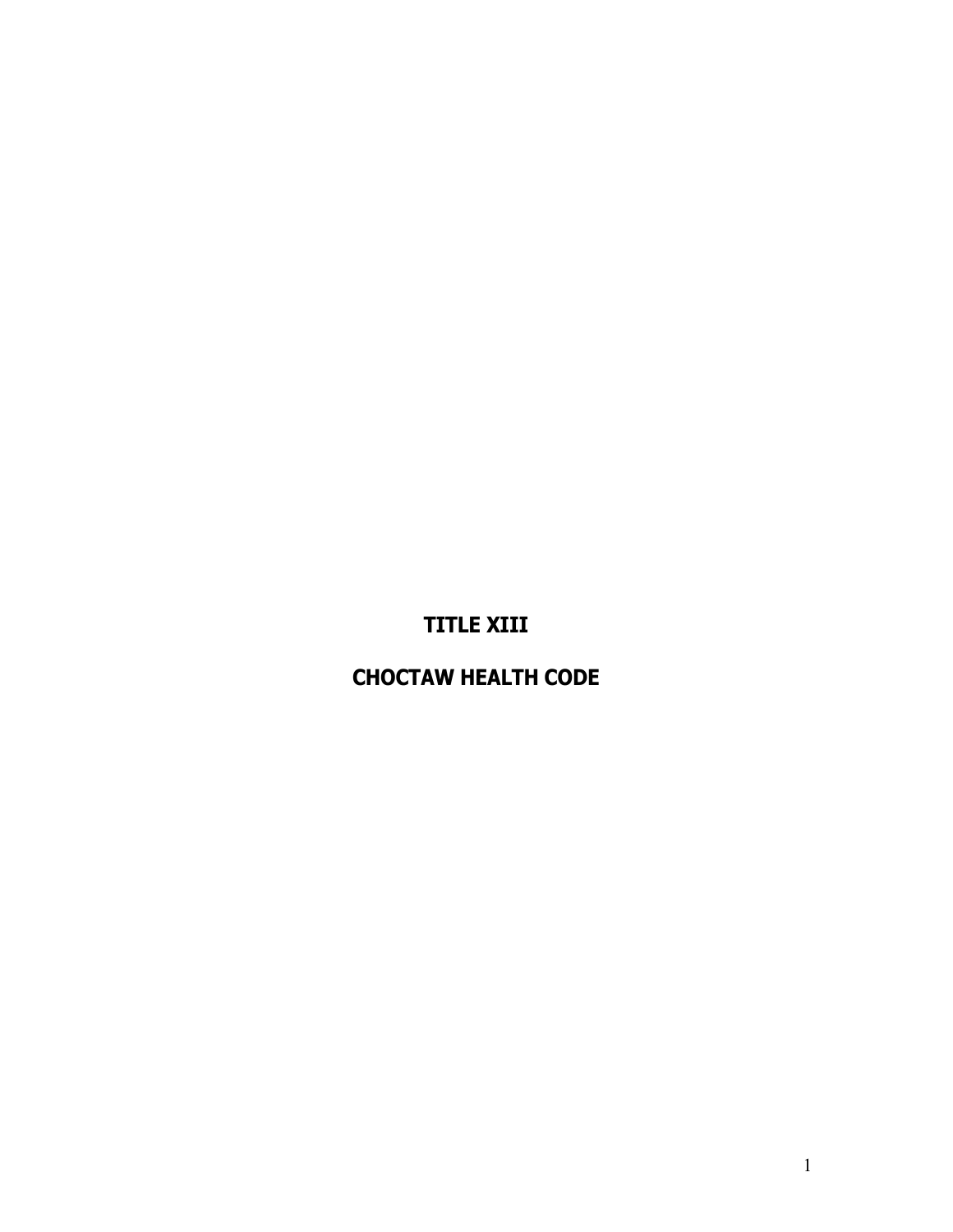# TITLE XIII

# CHOCTAW HEALTH CODE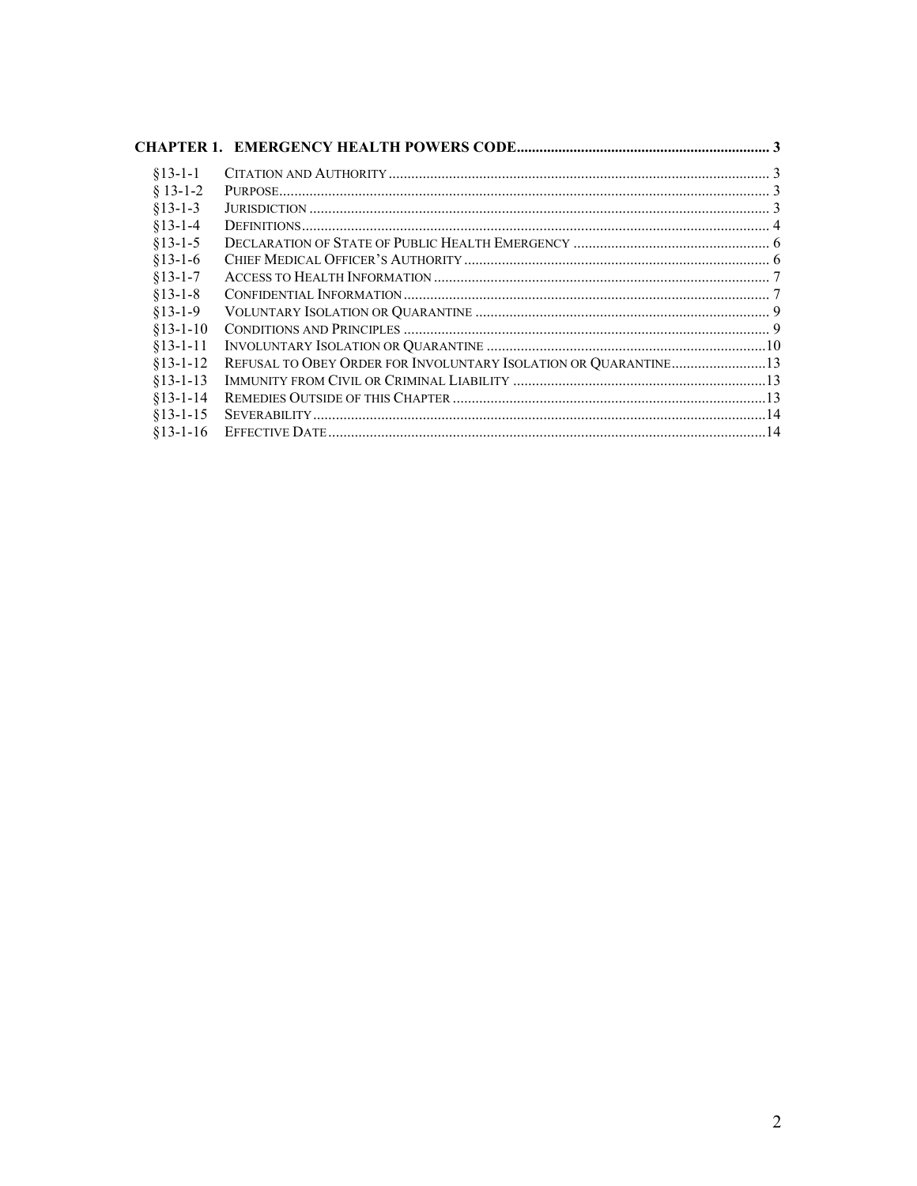**CHAPTER 1. EMERGENCY HEALTH POWERS CODE** ........ 3

| | | |
|---|---|---|
| §13-1-1 | CITATION AND AUTHORITY | 3 |
| § 13-1-2 | PURPOSE | 3 |
| §13-1-3 | JURISDICTION | 3 |
| §13-1-4 | DEFINITIONS | 4 |
| §13-1-5 | DECLARATION OF STATE OF PUBLIC HEALTH EMERGENCY | 6 |
| §13-1-6 | CHIEF MEDICAL OFFICER'S AUTHORITY | 6 |
| §13-1-7 | ACCESS TO HEALTH INFORMATION | 7 |
| §13-1-8 | CONFIDENTIAL INFORMATION | 7 |
| §13-1-9 | VOLUNTARY ISOLATION OR QUARANTINE | 9 |
| §13-1-10 | CONDITIONS AND PRINCIPLES | 9 |
| §13-1-11 | INVOLUNTARY ISOLATION OR QUARANTINE | 10 |
| §13-1-12 | REFUSAL TO OBEY ORDER FOR INVOLUNTARY ISOLATION OR QUARANTINE | 13 |
| §13-1-13 | IMMUNITY FROM CIVIL OR CRIMINAL LIABILITY | 13 |
| §13-1-14 | REMEDIES OUTSIDE OF THIS CHAPTER | 13 |
| §13-1-15 | SEVERABILITY | 14 |
| §13-1-16 | EFFECTIVE DATE | 14 |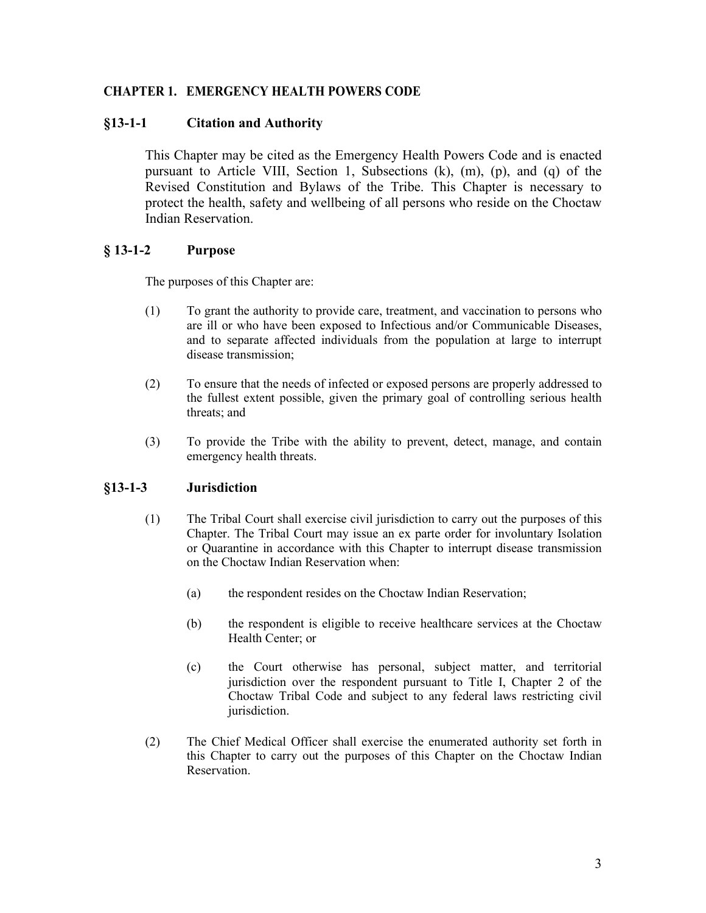## CHAPTER 1. EMERGENCY HEALTH POWERS CODE

### §13-1-1 Citation and Authority

This Chapter may be cited as the Emergency Health Powers Code and is enacted pursuant to Article VIII, Section 1, Subsections (k), (m), (p), and (q) of the Revised Constitution and Bylaws of the Tribe. This Chapter is necessary to protect the health, safety and wellbeing of all persons who reside on the Choctaw Indian Reservation.

### § 13-1-2 Purpose

The purposes of this Chapter are:

(1) To grant the authority to provide care, treatment, and vaccination to persons who are ill or who have been exposed to Infectious and/or Communicable Diseases, and to separate affected individuals from the population at large to interrupt disease transmission;

(2) To ensure that the needs of infected or exposed persons are properly addressed to the fullest extent possible, given the primary goal of controlling serious health threats; and

(3) To provide the Tribe with the ability to prevent, detect, manage, and contain emergency health threats.

### §13-1-3 Jurisdiction

(1) The Tribal Court shall exercise civil jurisdiction to carry out the purposes of this Chapter. The Tribal Court may issue an ex parte order for involuntary Isolation or Quarantine in accordance with this Chapter to interrupt disease transmission on the Choctaw Indian Reservation when:

(a) the respondent resides on the Choctaw Indian Reservation;

(b) the respondent is eligible to receive healthcare services at the Choctaw Health Center; or

(c) the Court otherwise has personal, subject matter, and territorial jurisdiction over the respondent pursuant to Title I, Chapter 2 of the Choctaw Tribal Code and subject to any federal laws restricting civil jurisdiction.

(2) The Chief Medical Officer shall exercise the enumerated authority set forth in this Chapter to carry out the purposes of this Chapter on the Choctaw Indian Reservation.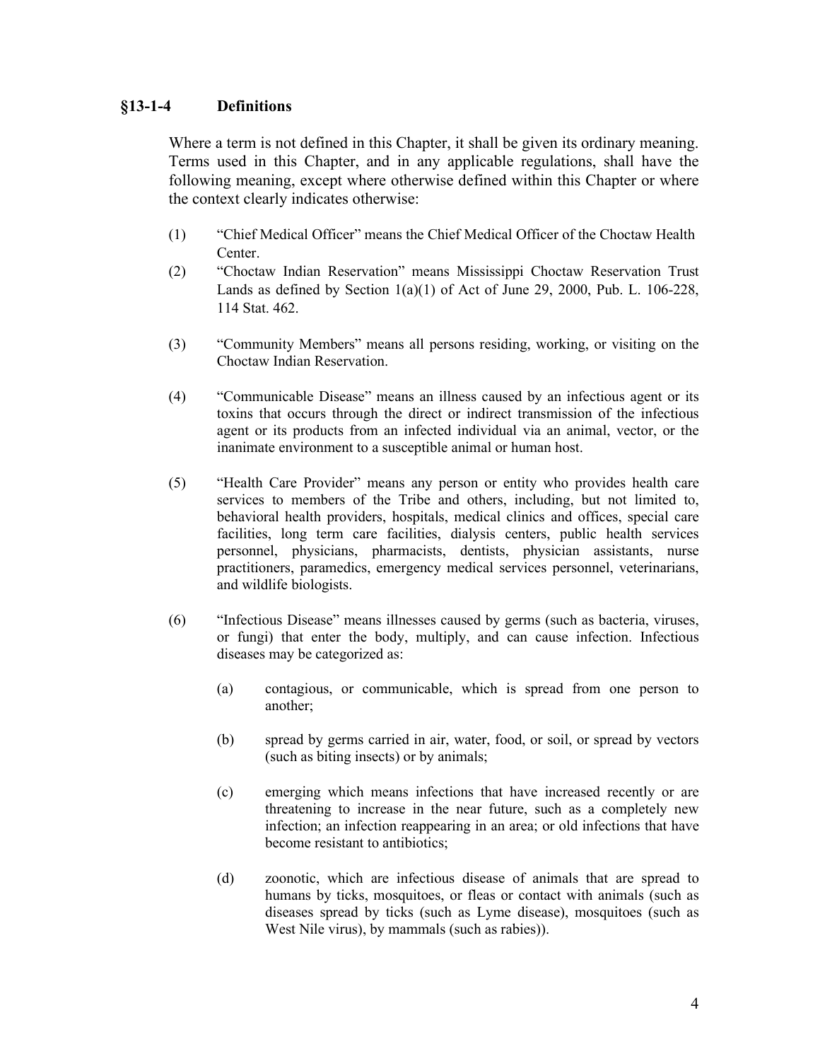## §13-1-4 Definitions

Where a term is not defined in this Chapter, it shall be given its ordinary meaning. Terms used in this Chapter, and in any applicable regulations, shall have the following meaning, except where otherwise defined within this Chapter or where the context clearly indicates otherwise:

(1) "Chief Medical Officer" means the Chief Medical Officer of the Choctaw Health Center.

(2) "Choctaw Indian Reservation" means Mississippi Choctaw Reservation Trust Lands as defined by Section 1(a)(1) of Act of June 29, 2000, Pub. L. 106-228, 114 Stat. 462.

(3) "Community Members" means all persons residing, working, or visiting on the Choctaw Indian Reservation.

(4) "Communicable Disease" means an illness caused by an infectious agent or its toxins that occurs through the direct or indirect transmission of the infectious agent or its products from an infected individual via an animal, vector, or the inanimate environment to a susceptible animal or human host.

(5) "Health Care Provider" means any person or entity who provides health care services to members of the Tribe and others, including, but not limited to, behavioral health providers, hospitals, medical clinics and offices, special care facilities, long term care facilities, dialysis centers, public health services personnel, physicians, pharmacists, dentists, physician assistants, nurse practitioners, paramedics, emergency medical services personnel, veterinarians, and wildlife biologists.

(6) "Infectious Disease" means illnesses caused by germs (such as bacteria, viruses, or fungi) that enter the body, multiply, and can cause infection. Infectious diseases may be categorized as:

(a) contagious, or communicable, which is spread from one person to another;

(b) spread by germs carried in air, water, food, or soil, or spread by vectors (such as biting insects) or by animals;

(c) emerging which means infections that have increased recently or are threatening to increase in the near future, such as a completely new infection; an infection reappearing in an area; or old infections that have become resistant to antibiotics;

(d) zoonotic, which are infectious disease of animals that are spread to humans by ticks, mosquitoes, or fleas or contact with animals (such as diseases spread by ticks (such as Lyme disease), mosquitoes (such as West Nile virus), by mammals (such as rabies)).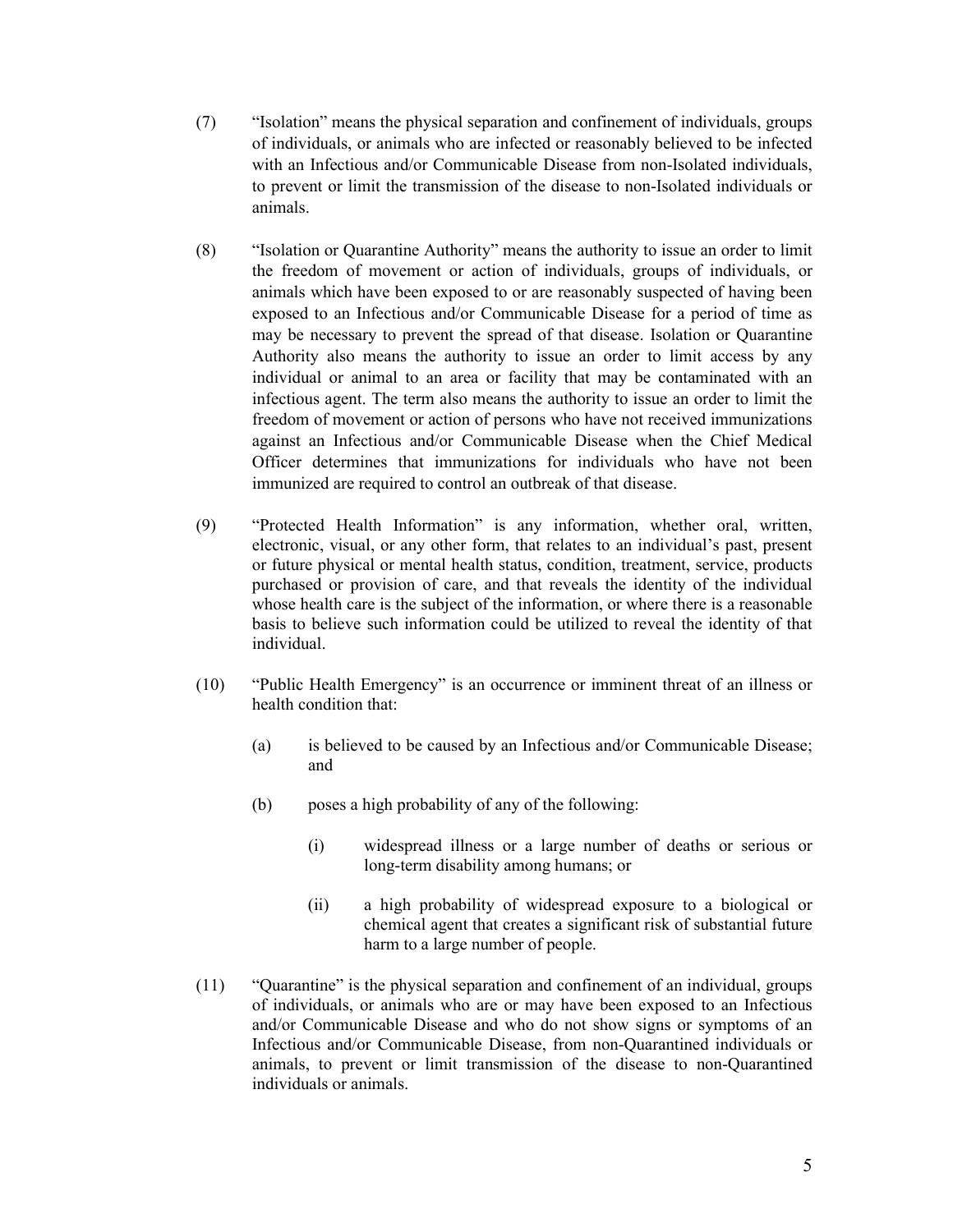(7) "Isolation" means the physical separation and confinement of individuals, groups of individuals, or animals who are infected or reasonably believed to be infected with an Infectious and/or Communicable Disease from non-Isolated individuals, to prevent or limit the transmission of the disease to non-Isolated individuals or animals.

(8) "Isolation or Quarantine Authority" means the authority to issue an order to limit the freedom of movement or action of individuals, groups of individuals, or animals which have been exposed to or are reasonably suspected of having been exposed to an Infectious and/or Communicable Disease for a period of time as may be necessary to prevent the spread of that disease. Isolation or Quarantine Authority also means the authority to issue an order to limit access by any individual or animal to an area or facility that may be contaminated with an infectious agent. The term also means the authority to issue an order to limit the freedom of movement or action of persons who have not received immunizations against an Infectious and/or Communicable Disease when the Chief Medical Officer determines that immunizations for individuals who have not been immunized are required to control an outbreak of that disease.

(9) "Protected Health Information" is any information, whether oral, written, electronic, visual, or any other form, that relates to an individual's past, present or future physical or mental health status, condition, treatment, service, products purchased or provision of care, and that reveals the identity of the individual whose health care is the subject of the information, or where there is a reasonable basis to believe such information could be utilized to reveal the identity of that individual.

(10) "Public Health Emergency" is an occurrence or imminent threat of an illness or health condition that:

  (a) is believed to be caused by an Infectious and/or Communicable Disease; and

  (b) poses a high probability of any of the following:

    (i) widespread illness or a large number of deaths or serious or long-term disability among humans; or

    (ii) a high probability of widespread exposure to a biological or chemical agent that creates a significant risk of substantial future harm to a large number of people.

(11) "Quarantine" is the physical separation and confinement of an individual, groups of individuals, or animals who are or may have been exposed to an Infectious and/or Communicable Disease and who do not show signs or symptoms of an Infectious and/or Communicable Disease, from non-Quarantined individuals or animals, to prevent or limit transmission of the disease to non-Quarantined individuals or animals.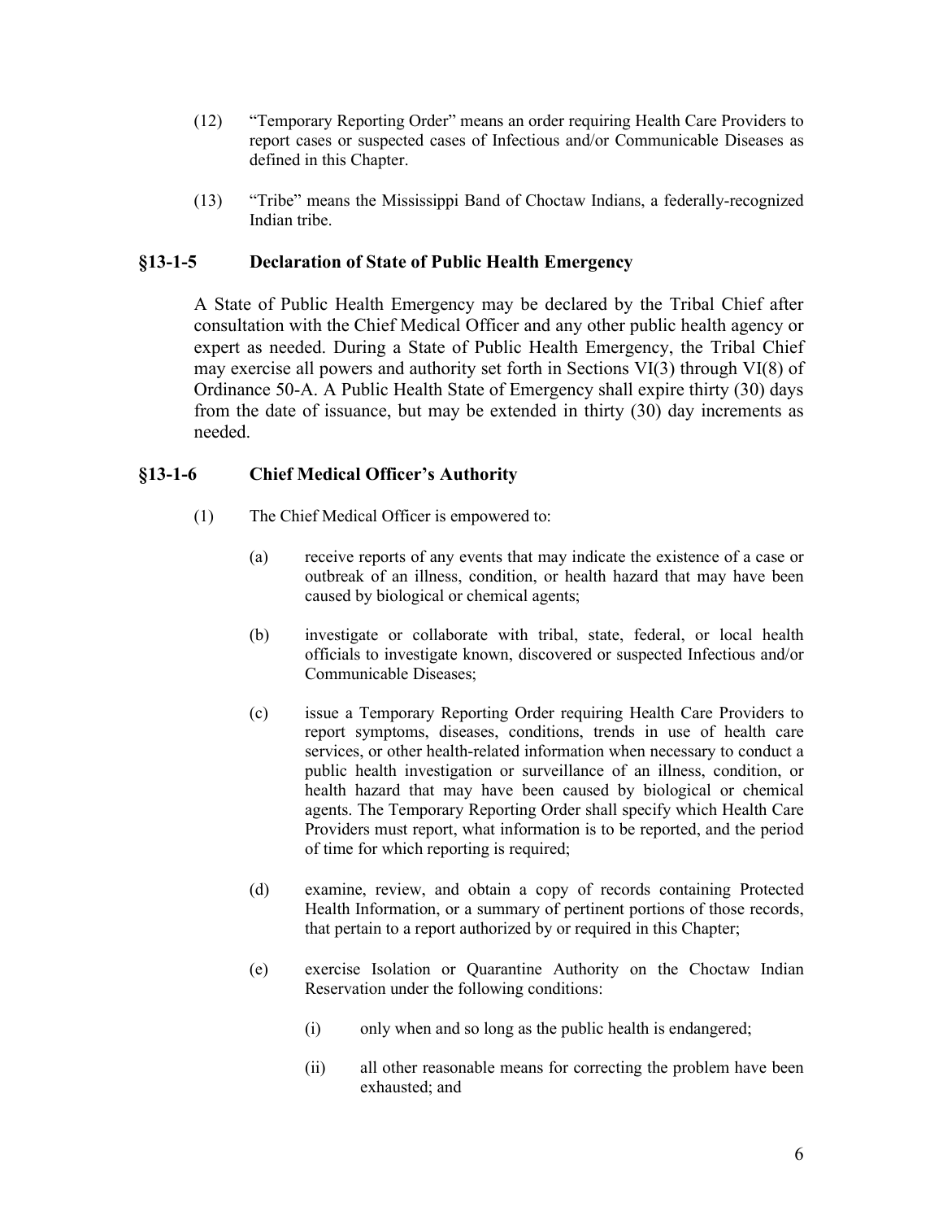(12) "Temporary Reporting Order" means an order requiring Health Care Providers to report cases or suspected cases of Infectious and/or Communicable Diseases as defined in this Chapter.

(13) "Tribe" means the Mississippi Band of Choctaw Indians, a federally-recognized Indian tribe.

## §13-1-5 Declaration of State of Public Health Emergency

A State of Public Health Emergency may be declared by the Tribal Chief after consultation with the Chief Medical Officer and any other public health agency or expert as needed. During a State of Public Health Emergency, the Tribal Chief may exercise all powers and authority set forth in Sections VI(3) through VI(8) of Ordinance 50-A. A Public Health State of Emergency shall expire thirty (30) days from the date of issuance, but may be extended in thirty (30) day increments as needed.

## §13-1-6 Chief Medical Officer's Authority

(1) The Chief Medical Officer is empowered to:

(a) receive reports of any events that may indicate the existence of a case or outbreak of an illness, condition, or health hazard that may have been caused by biological or chemical agents;

(b) investigate or collaborate with tribal, state, federal, or local health officials to investigate known, discovered or suspected Infectious and/or Communicable Diseases;

(c) issue a Temporary Reporting Order requiring Health Care Providers to report symptoms, diseases, conditions, trends in use of health care services, or other health-related information when necessary to conduct a public health investigation or surveillance of an illness, condition, or health hazard that may have been caused by biological or chemical agents. The Temporary Reporting Order shall specify which Health Care Providers must report, what information is to be reported, and the period of time for which reporting is required;

(d) examine, review, and obtain a copy of records containing Protected Health Information, or a summary of pertinent portions of those records, that pertain to a report authorized by or required in this Chapter;

(e) exercise Isolation or Quarantine Authority on the Choctaw Indian Reservation under the following conditions:

(i) only when and so long as the public health is endangered;

(ii) all other reasonable means for correcting the problem have been exhausted; and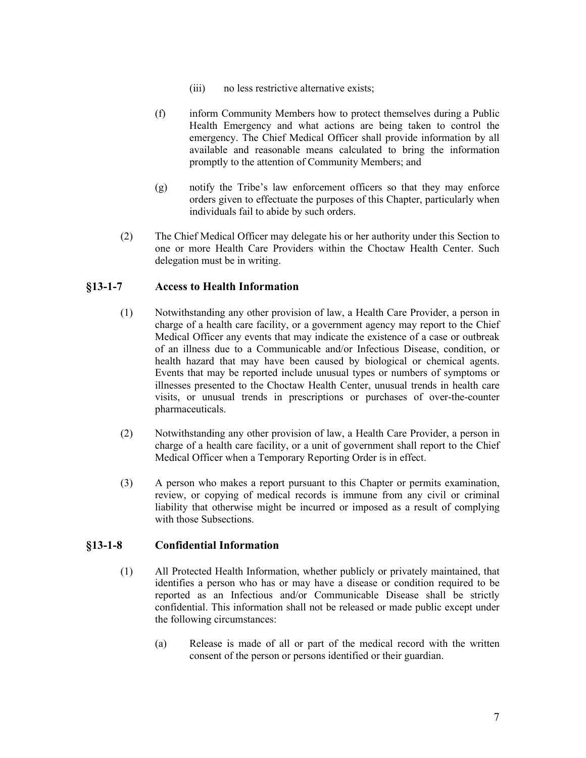(iii) no less restrictive alternative exists;

(f) inform Community Members how to protect themselves during a Public Health Emergency and what actions are being taken to control the emergency. The Chief Medical Officer shall provide information by all available and reasonable means calculated to bring the information promptly to the attention of Community Members; and

(g) notify the Tribe's law enforcement officers so that they may enforce orders given to effectuate the purposes of this Chapter, particularly when individuals fail to abide by such orders.

(2) The Chief Medical Officer may delegate his or her authority under this Section to one or more Health Care Providers within the Choctaw Health Center. Such delegation must be in writing.

## §13-1-7 Access to Health Information

(1) Notwithstanding any other provision of law, a Health Care Provider, a person in charge of a health care facility, or a government agency may report to the Chief Medical Officer any events that may indicate the existence of a case or outbreak of an illness due to a Communicable and/or Infectious Disease, condition, or health hazard that may have been caused by biological or chemical agents. Events that may be reported include unusual types or numbers of symptoms or illnesses presented to the Choctaw Health Center, unusual trends in health care visits, or unusual trends in prescriptions or purchases of over-the-counter pharmaceuticals.

(2) Notwithstanding any other provision of law, a Health Care Provider, a person in charge of a health care facility, or a unit of government shall report to the Chief Medical Officer when a Temporary Reporting Order is in effect.

(3) A person who makes a report pursuant to this Chapter or permits examination, review, or copying of medical records is immune from any civil or criminal liability that otherwise might be incurred or imposed as a result of complying with those Subsections.

## §13-1-8 Confidential Information

(1) All Protected Health Information, whether publicly or privately maintained, that identifies a person who has or may have a disease or condition required to be reported as an Infectious and/or Communicable Disease shall be strictly confidential. This information shall not be released or made public except under the following circumstances:

(a) Release is made of all or part of the medical record with the written consent of the person or persons identified or their guardian.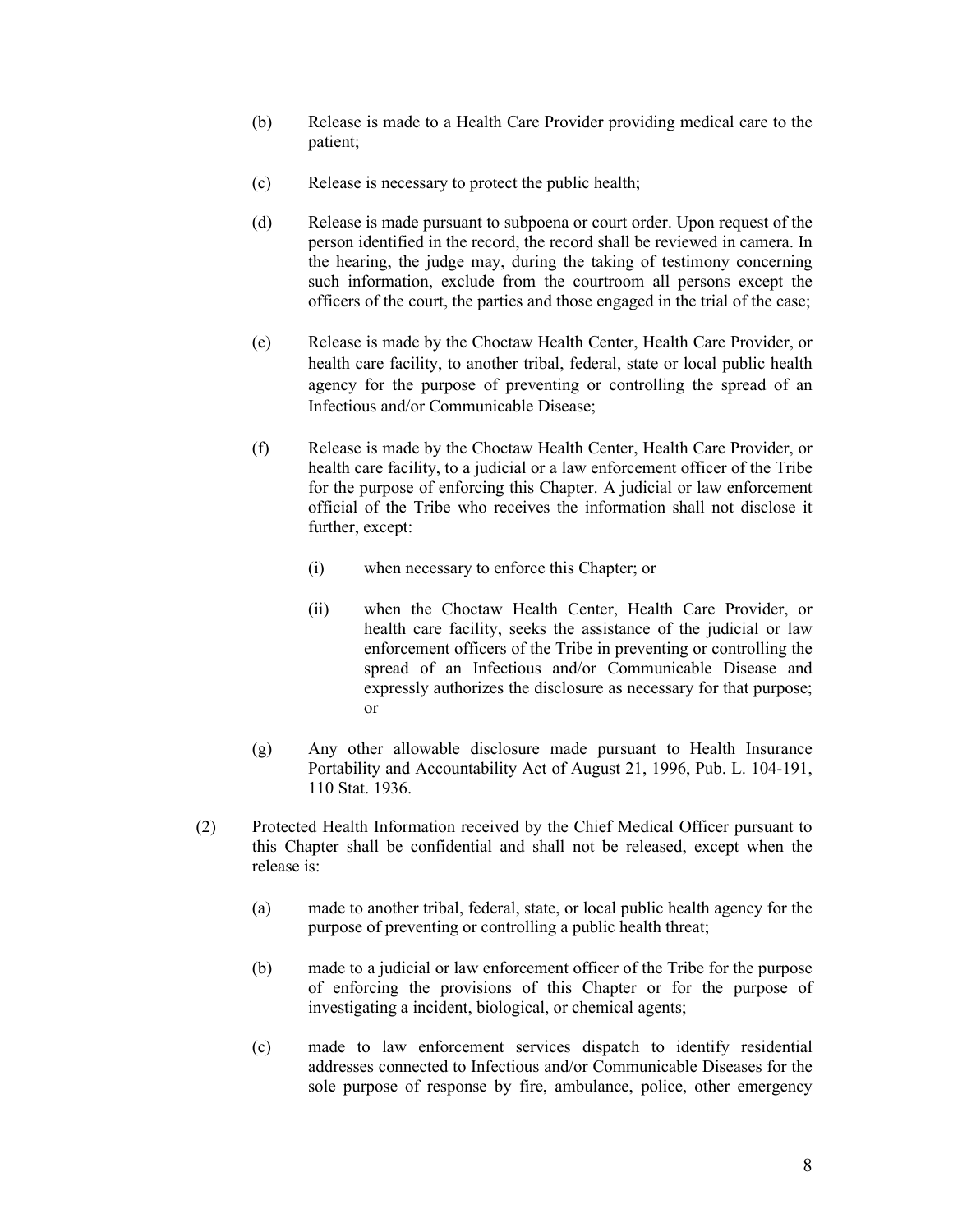(b) Release is made to a Health Care Provider providing medical care to the patient;

(c) Release is necessary to protect the public health;

(d) Release is made pursuant to subpoena or court order. Upon request of the person identified in the record, the record shall be reviewed in camera. In the hearing, the judge may, during the taking of testimony concerning such information, exclude from the courtroom all persons except the officers of the court, the parties and those engaged in the trial of the case;

(e) Release is made by the Choctaw Health Center, Health Care Provider, or health care facility, to another tribal, federal, state or local public health agency for the purpose of preventing or controlling the spread of an Infectious and/or Communicable Disease;

(f) Release is made by the Choctaw Health Center, Health Care Provider, or health care facility, to a judicial or a law enforcement officer of the Tribe for the purpose of enforcing this Chapter. A judicial or law enforcement official of the Tribe who receives the information shall not disclose it further, except:

> (i) when necessary to enforce this Chapter; or
>
> (ii) when the Choctaw Health Center, Health Care Provider, or health care facility, seeks the assistance of the judicial or law enforcement officers of the Tribe in preventing or controlling the spread of an Infectious and/or Communicable Disease and expressly authorizes the disclosure as necessary for that purpose; or

(g) Any other allowable disclosure made pursuant to Health Insurance Portability and Accountability Act of August 21, 1996, Pub. L. 104-191, 110 Stat. 1936.

(2) Protected Health Information received by the Chief Medical Officer pursuant to this Chapter shall be confidential and shall not be released, except when the release is:

> (a) made to another tribal, federal, state, or local public health agency for the purpose of preventing or controlling a public health threat;
>
> (b) made to a judicial or law enforcement officer of the Tribe for the purpose of enforcing the provisions of this Chapter or for the purpose of investigating a incident, biological, or chemical agents;
>
> (c) made to law enforcement services dispatch to identify residential addresses connected to Infectious and/or Communicable Diseases for the sole purpose of response by fire, ambulance, police, other emergency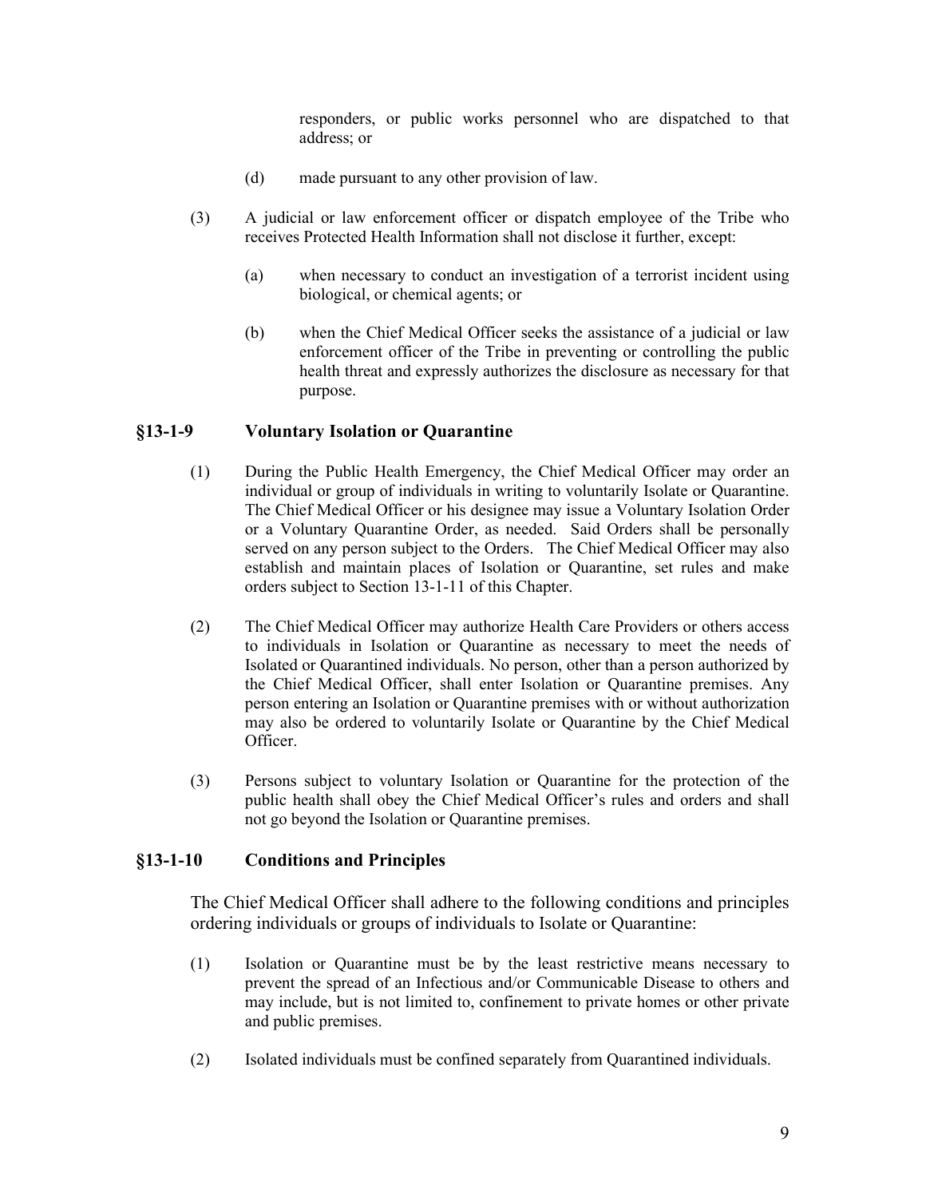responders, or public works personnel who are dispatched to that address; or

(d) made pursuant to any other provision of law.

(3) A judicial or law enforcement officer or dispatch employee of the Tribe who receives Protected Health Information shall not disclose it further, except:

(a) when necessary to conduct an investigation of a terrorist incident using biological, or chemical agents; or

(b) when the Chief Medical Officer seeks the assistance of a judicial or law enforcement officer of the Tribe in preventing or controlling the public health threat and expressly authorizes the disclosure as necessary for that purpose.

## §13-1-9 Voluntary Isolation or Quarantine

(1) During the Public Health Emergency, the Chief Medical Officer may order an individual or group of individuals in writing to voluntarily Isolate or Quarantine. The Chief Medical Officer or his designee may issue a Voluntary Isolation Order or a Voluntary Quarantine Order, as needed. Said Orders shall be personally served on any person subject to the Orders. The Chief Medical Officer may also establish and maintain places of Isolation or Quarantine, set rules and make orders subject to Section 13-1-11 of this Chapter.

(2) The Chief Medical Officer may authorize Health Care Providers or others access to individuals in Isolation or Quarantine as necessary to meet the needs of Isolated or Quarantined individuals. No person, other than a person authorized by the Chief Medical Officer, shall enter Isolation or Quarantine premises. Any person entering an Isolation or Quarantine premises with or without authorization may also be ordered to voluntarily Isolate or Quarantine by the Chief Medical Officer.

(3) Persons subject to voluntary Isolation or Quarantine for the protection of the public health shall obey the Chief Medical Officer's rules and orders and shall not go beyond the Isolation or Quarantine premises.

## §13-1-10 Conditions and Principles

The Chief Medical Officer shall adhere to the following conditions and principles ordering individuals or groups of individuals to Isolate or Quarantine:

(1) Isolation or Quarantine must be by the least restrictive means necessary to prevent the spread of an Infectious and/or Communicable Disease to others and may include, but is not limited to, confinement to private homes or other private and public premises.

(2) Isolated individuals must be confined separately from Quarantined individuals.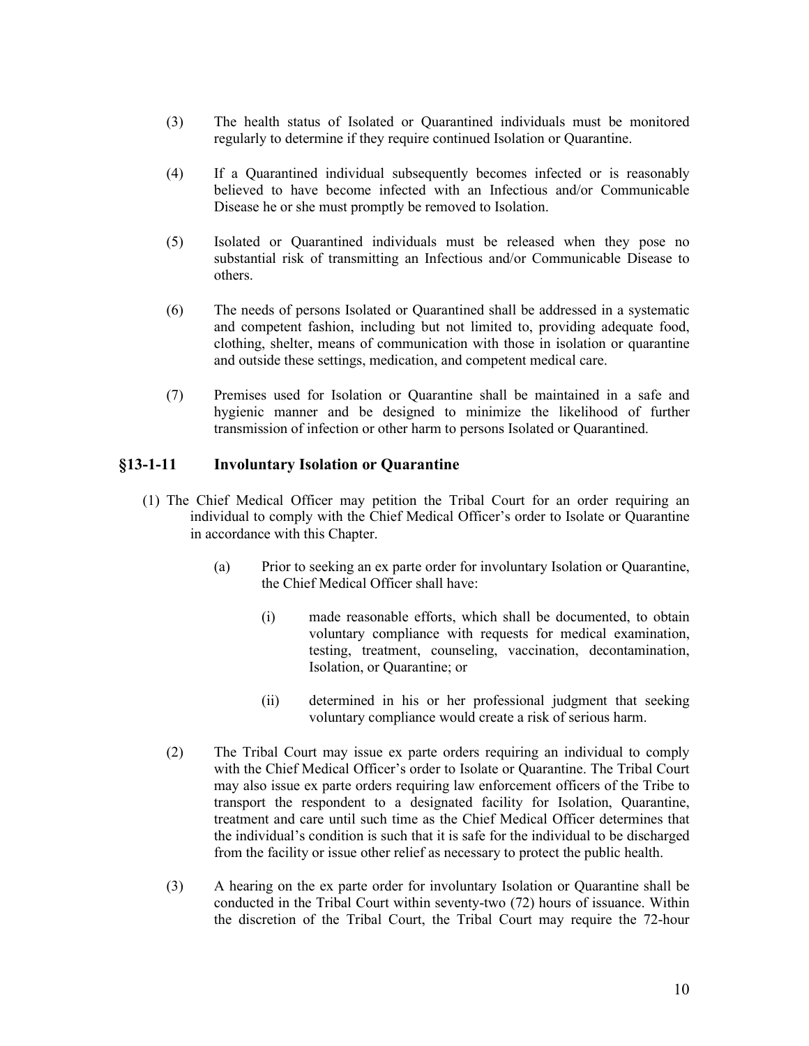(3) The health status of Isolated or Quarantined individuals must be monitored regularly to determine if they require continued Isolation or Quarantine.

(4) If a Quarantined individual subsequently becomes infected or is reasonably believed to have become infected with an Infectious and/or Communicable Disease he or she must promptly be removed to Isolation.

(5) Isolated or Quarantined individuals must be released when they pose no substantial risk of transmitting an Infectious and/or Communicable Disease to others.

(6) The needs of persons Isolated or Quarantined shall be addressed in a systematic and competent fashion, including but not limited to, providing adequate food, clothing, shelter, means of communication with those in isolation or quarantine and outside these settings, medication, and competent medical care.

(7) Premises used for Isolation or Quarantine shall be maintained in a safe and hygienic manner and be designed to minimize the likelihood of further transmission of infection or other harm to persons Isolated or Quarantined.

## §13-1-11 Involuntary Isolation or Quarantine

(1) The Chief Medical Officer may petition the Tribal Court for an order requiring an individual to comply with the Chief Medical Officer's order to Isolate or Quarantine in accordance with this Chapter.

(a) Prior to seeking an ex parte order for involuntary Isolation or Quarantine, the Chief Medical Officer shall have:

(i) made reasonable efforts, which shall be documented, to obtain voluntary compliance with requests for medical examination, testing, treatment, counseling, vaccination, decontamination, Isolation, or Quarantine; or

(ii) determined in his or her professional judgment that seeking voluntary compliance would create a risk of serious harm.

(2) The Tribal Court may issue ex parte orders requiring an individual to comply with the Chief Medical Officer's order to Isolate or Quarantine. The Tribal Court may also issue ex parte orders requiring law enforcement officers of the Tribe to transport the respondent to a designated facility for Isolation, Quarantine, treatment and care until such time as the Chief Medical Officer determines that the individual's condition is such that it is safe for the individual to be discharged from the facility or issue other relief as necessary to protect the public health.

(3) A hearing on the ex parte order for involuntary Isolation or Quarantine shall be conducted in the Tribal Court within seventy-two (72) hours of issuance. Within the discretion of the Tribal Court, the Tribal Court may require the 72-hour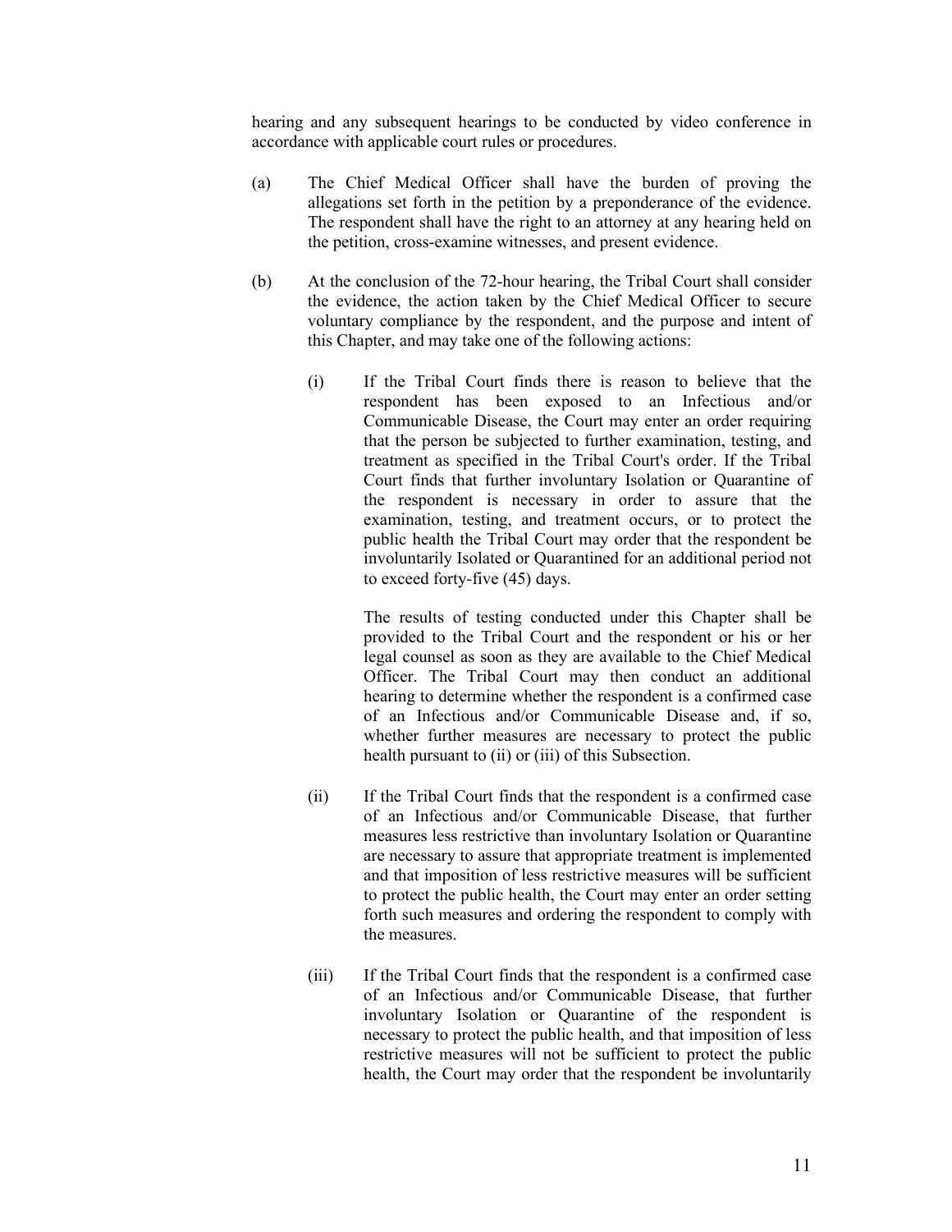hearing and any subsequent hearings to be conducted by video conference in accordance with applicable court rules or procedures.

(a) The Chief Medical Officer shall have the burden of proving the allegations set forth in the petition by a preponderance of the evidence. The respondent shall have the right to an attorney at any hearing held on the petition, cross-examine witnesses, and present evidence.

(b) At the conclusion of the 72-hour hearing, the Tribal Court shall consider the evidence, the action taken by the Chief Medical Officer to secure voluntary compliance by the respondent, and the purpose and intent of this Chapter, and may take one of the following actions:

(i) If the Tribal Court finds there is reason to believe that the respondent has been exposed to an Infectious and/or Communicable Disease, the Court may enter an order requiring that the person be subjected to further examination, testing, and treatment as specified in the Tribal Court's order. If the Tribal Court finds that further involuntary Isolation or Quarantine of the respondent is necessary in order to assure that the examination, testing, and treatment occurs, or to protect the public health the Tribal Court may order that the respondent be involuntarily Isolated or Quarantined for an additional period not to exceed forty-five (45) days.

The results of testing conducted under this Chapter shall be provided to the Tribal Court and the respondent or his or her legal counsel as soon as they are available to the Chief Medical Officer. The Tribal Court may then conduct an additional hearing to determine whether the respondent is a confirmed case of an Infectious and/or Communicable Disease and, if so, whether further measures are necessary to protect the public health pursuant to (ii) or (iii) of this Subsection.

(ii) If the Tribal Court finds that the respondent is a confirmed case of an Infectious and/or Communicable Disease, that further measures less restrictive than involuntary Isolation or Quarantine are necessary to assure that appropriate treatment is implemented and that imposition of less restrictive measures will be sufficient to protect the public health, the Court may enter an order setting forth such measures and ordering the respondent to comply with the measures.

(iii) If the Tribal Court finds that the respondent is a confirmed case of an Infectious and/or Communicable Disease, that further involuntary Isolation or Quarantine of the respondent is necessary to protect the public health, and that imposition of less restrictive measures will not be sufficient to protect the public health, the Court may order that the respondent be involuntarily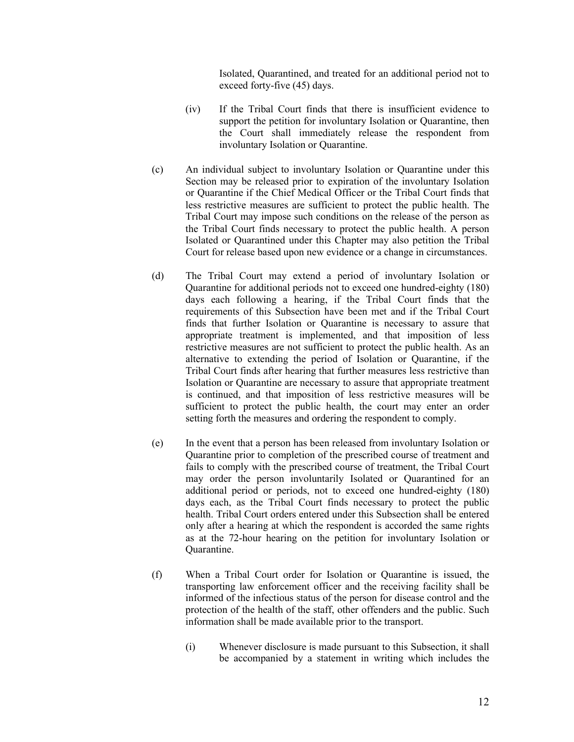Isolated, Quarantined, and treated for an additional period not to exceed forty-five (45) days.

(iv) If the Tribal Court finds that there is insufficient evidence to support the petition for involuntary Isolation or Quarantine, then the Court shall immediately release the respondent from involuntary Isolation or Quarantine.

(c) An individual subject to involuntary Isolation or Quarantine under this Section may be released prior to expiration of the involuntary Isolation or Quarantine if the Chief Medical Officer or the Tribal Court finds that less restrictive measures are sufficient to protect the public health. The Tribal Court may impose such conditions on the release of the person as the Tribal Court finds necessary to protect the public health. A person Isolated or Quarantined under this Chapter may also petition the Tribal Court for release based upon new evidence or a change in circumstances.

(d) The Tribal Court may extend a period of involuntary Isolation or Quarantine for additional periods not to exceed one hundred-eighty (180) days each following a hearing, if the Tribal Court finds that the requirements of this Subsection have been met and if the Tribal Court finds that further Isolation or Quarantine is necessary to assure that appropriate treatment is implemented, and that imposition of less restrictive measures are not sufficient to protect the public health. As an alternative to extending the period of Isolation or Quarantine, if the Tribal Court finds after hearing that further measures less restrictive than Isolation or Quarantine are necessary to assure that appropriate treatment is continued, and that imposition of less restrictive measures will be sufficient to protect the public health, the court may enter an order setting forth the measures and ordering the respondent to comply.

(e) In the event that a person has been released from involuntary Isolation or Quarantine prior to completion of the prescribed course of treatment and fails to comply with the prescribed course of treatment, the Tribal Court may order the person involuntarily Isolated or Quarantined for an additional period or periods, not to exceed one hundred-eighty (180) days each, as the Tribal Court finds necessary to protect the public health. Tribal Court orders entered under this Subsection shall be entered only after a hearing at which the respondent is accorded the same rights as at the 72-hour hearing on the petition for involuntary Isolation or Quarantine.

(f) When a Tribal Court order for Isolation or Quarantine is issued, the transporting law enforcement officer and the receiving facility shall be informed of the infectious status of the person for disease control and the protection of the health of the staff, other offenders and the public. Such information shall be made available prior to the transport.

(i) Whenever disclosure is made pursuant to this Subsection, it shall be accompanied by a statement in writing which includes the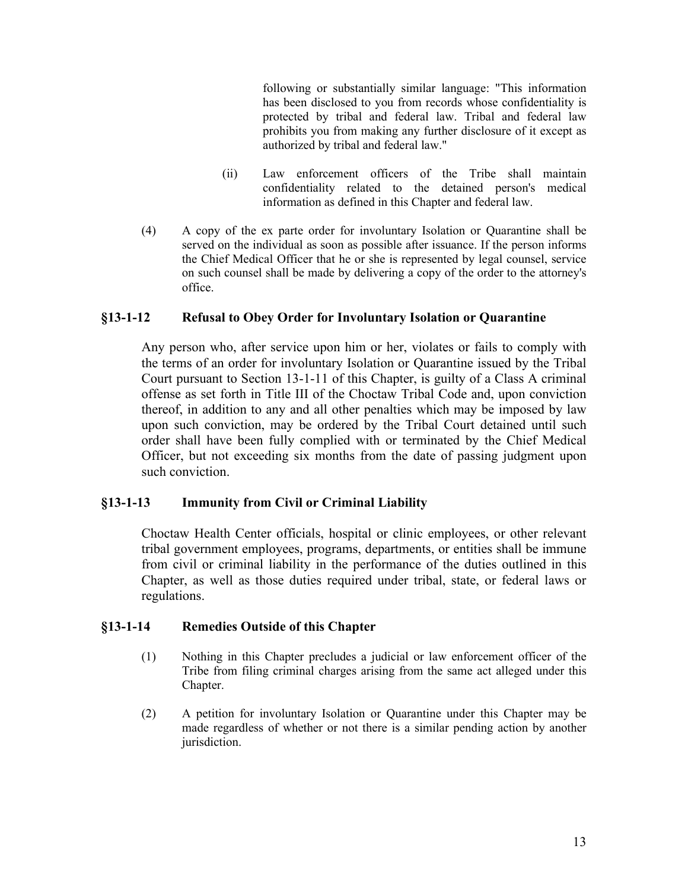following or substantially similar language: "This information has been disclosed to you from records whose confidentiality is protected by tribal and federal law. Tribal and federal law prohibits you from making any further disclosure of it except as authorized by tribal and federal law."

(ii) Law enforcement officers of the Tribe shall maintain confidentiality related to the detained person's medical information as defined in this Chapter and federal law.

(4) A copy of the ex parte order for involuntary Isolation or Quarantine shall be served on the individual as soon as possible after issuance. If the person informs the Chief Medical Officer that he or she is represented by legal counsel, service on such counsel shall be made by delivering a copy of the order to the attorney's office.

## §13-1-12 Refusal to Obey Order for Involuntary Isolation or Quarantine

Any person who, after service upon him or her, violates or fails to comply with the terms of an order for involuntary Isolation or Quarantine issued by the Tribal Court pursuant to Section 13-1-11 of this Chapter, is guilty of a Class A criminal offense as set forth in Title III of the Choctaw Tribal Code and, upon conviction thereof, in addition to any and all other penalties which may be imposed by law upon such conviction, may be ordered by the Tribal Court detained until such order shall have been fully complied with or terminated by the Chief Medical Officer, but not exceeding six months from the date of passing judgment upon such conviction.

## §13-1-13 Immunity from Civil or Criminal Liability

Choctaw Health Center officials, hospital or clinic employees, or other relevant tribal government employees, programs, departments, or entities shall be immune from civil or criminal liability in the performance of the duties outlined in this Chapter, as well as those duties required under tribal, state, or federal laws or regulations.

## §13-1-14 Remedies Outside of this Chapter

(1) Nothing in this Chapter precludes a judicial or law enforcement officer of the Tribe from filing criminal charges arising from the same act alleged under this Chapter.

(2) A petition for involuntary Isolation or Quarantine under this Chapter may be made regardless of whether or not there is a similar pending action by another jurisdiction.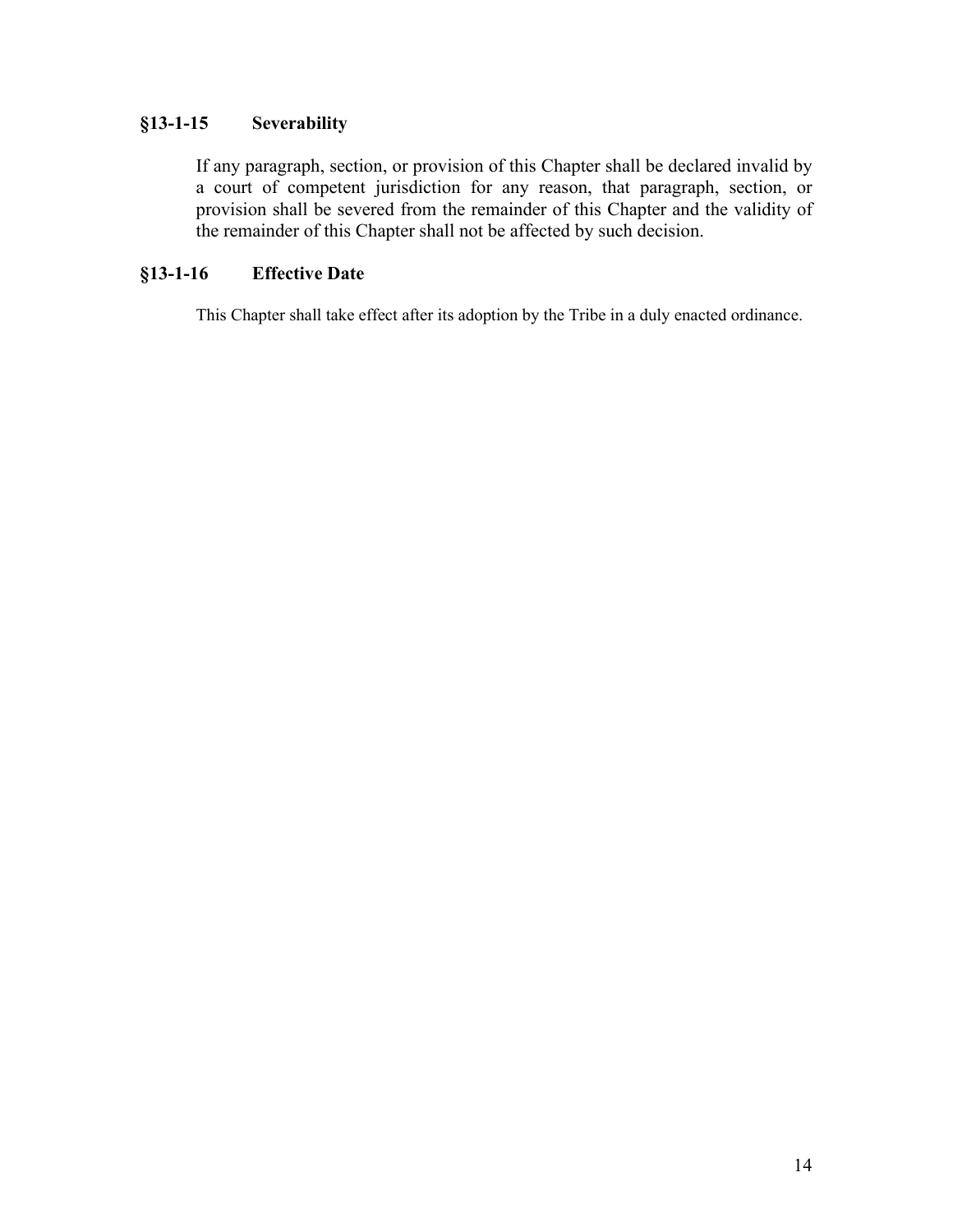### §13-1-15 Severability

If any paragraph, section, or provision of this Chapter shall be declared invalid by a court of competent jurisdiction for any reason, that paragraph, section, or provision shall be severed from the remainder of this Chapter and the validity of the remainder of this Chapter shall not be affected by such decision.

### §13-1-16 Effective Date

This Chapter shall take effect after its adoption by the Tribe in a duly enacted ordinance.